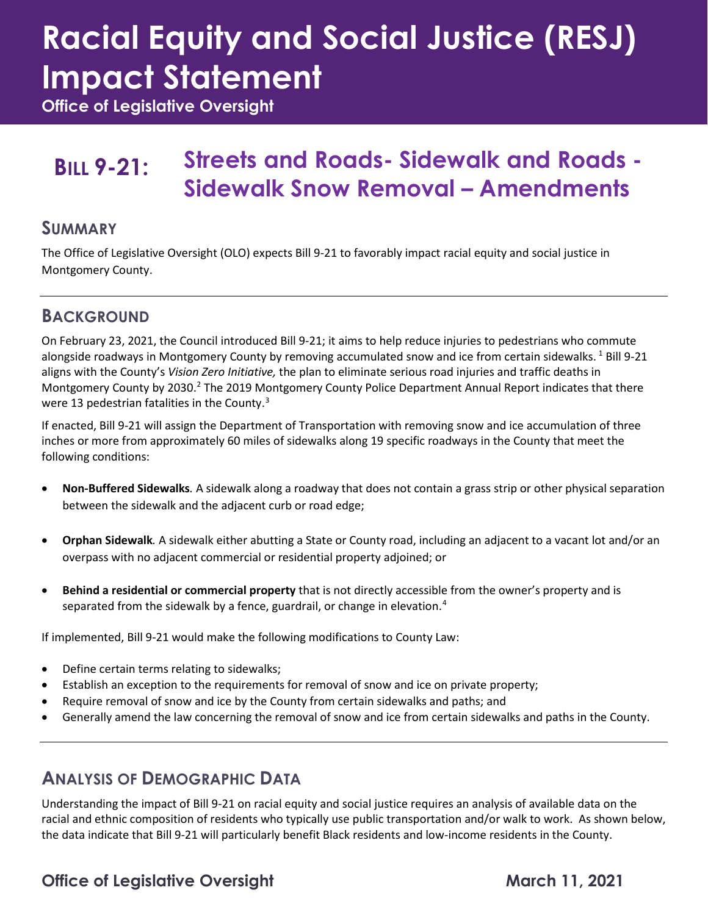# Racial Equity and Social Justice (RESJ) Impact Statement

**Office of Legislative Oversight**

## Bill 9-21: Streets and Roads- Sidewalk and Roads - Sidewalk Snow Removal – Amendments

## Summary

The Office of Legislative Oversight (OLO) expects Bill 9-21 to favorably impact racial equity and social justice in Montgomery County.

## Background

On February 23, 2021, the Council introduced Bill 9-21; it aims to help reduce injuries to pedestrians who commute alongside roadways in Montgomery County by removing accumulated snow and ice from certain sidewalks. [1] Bill 9-21 aligns with the County's *Vision Zero Initiative,* the plan to eliminate serious road injuries and traffic deaths in Montgomery County by 2030.[2] The 2019 Montgomery County Police Department Annual Report indicates that there were 13 pedestrian fatalities in the County.[3]

If enacted, Bill 9-21 will assign the Department of Transportation with removing snow and ice accumulation of three inches or more from approximately 60 miles of sidewalks along 19 specific roadways in the County that meet the following conditions:

- **Non-Buffered Sidewalks***.* A sidewalk along a roadway that does not contain a grass strip or other physical separation between the sidewalk and the adjacent curb or road edge;
- **Orphan Sidewalk***.* A sidewalk either abutting a State or County road, including an adjacent to a vacant lot and/or an overpass with no adjacent commercial or residential property adjoined; or
- **Behind a residential or commercial property** that is not directly accessible from the owner's property and is separated from the sidewalk by a fence, guardrail, or change in elevation.[4]

If implemented, Bill 9-21 would make the following modifications to County Law:

- Define certain terms relating to sidewalks;
- Establish an exception to the requirements for removal of snow and ice on private property;
- Require removal of snow and ice by the County from certain sidewalks and paths; and
- Generally amend the law concerning the removal of snow and ice from certain sidewalks and paths in the County.

## Analysis of Demographic Data

Understanding the impact of Bill 9-21 on racial equity and social justice requires an analysis of available data on the racial and ethnic composition of residents who typically use public transportation and/or walk to work. As shown below, the data indicate that Bill 9-21 will particularly benefit Black residents and low-income residents in the County.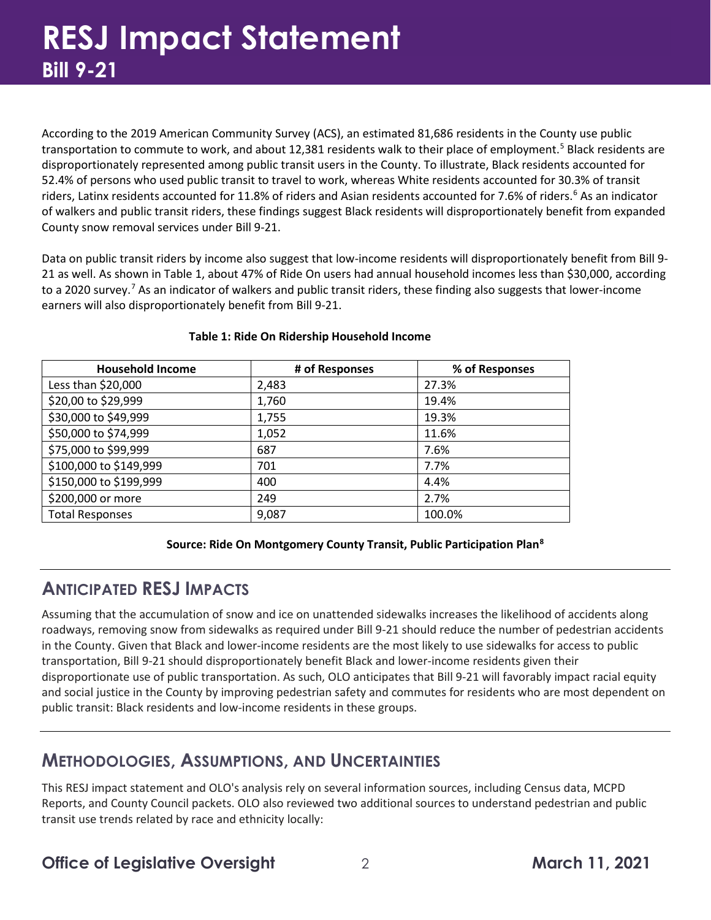According to the 2019 American Community Survey (ACS), an estimated 81,686 residents in the County use public transportation to commute to work, and about 12,381 residents walk to their place of employment.[5] Black residents are disproportionately represented among public transit users in the County. To illustrate, Black residents accounted for 52.4% of persons who used public transit to travel to work, whereas White residents accounted for 30.3% of transit riders, Latinx residents accounted for 11.8% of riders and Asian residents accounted for 7.6% of riders.[6] As an indicator of walkers and public transit riders, these findings suggest Black residents will disproportionately benefit from expanded County snow removal services under Bill 9-21.

Data on public transit riders by income also suggest that low-income residents will disproportionately benefit from Bill 9-21 as well. As shown in Table 1, about 47% of Ride On users had annual household incomes less than $30,000, according to a 2020 survey.[7] As an indicator of walkers and public transit riders, these finding also suggests that lower-income earners will also disproportionately benefit from Bill 9-21.

**Table 1: Ride On Ridership Household Income**

| Household Income | # of Responses | % of Responses |
|---|---|---|
| Less than $20,000 | 2,483 | 27.3% |
| $20,00 to $29,999 | 1,760 | 19.4% |
| $30,000 to $49,999 | 1,755 | 19.3% |
| $50,000 to $74,999 | 1,052 | 11.6% |
| $75,000 to $99,999 | 687 | 7.6% |
| $100,000 to $149,999 | 701 | 7.7% |
| $150,000 to $199,999 | 400 | 4.4% |
| $200,000 or more | 249 | 2.7% |
| Total Responses | 9,087 | 100.0% |

**Source: Ride On Montgomery County Transit, Public Participation Plan[8]**

## Anticipated RESJ Impacts

Assuming that the accumulation of snow and ice on unattended sidewalks increases the likelihood of accidents along roadways, removing snow from sidewalks as required under Bill 9-21 should reduce the number of pedestrian accidents in the County. Given that Black and lower-income residents are the most likely to use sidewalks for access to public transportation, Bill 9-21 should disproportionately benefit Black and lower-income residents given their disproportionate use of public transportation. As such, OLO anticipates that Bill 9-21 will favorably impact racial equity and social justice in the County by improving pedestrian safety and commutes for residents who are most dependent on public transit: Black residents and low-income residents in these groups.

## Methodologies, Assumptions, and Uncertainties

This RESJ impact statement and OLO's analysis rely on several information sources, including Census data, MCPD Reports, and County Council packets. OLO also reviewed two additional sources to understand pedestrian and public transit use trends related by race and ethnicity locally: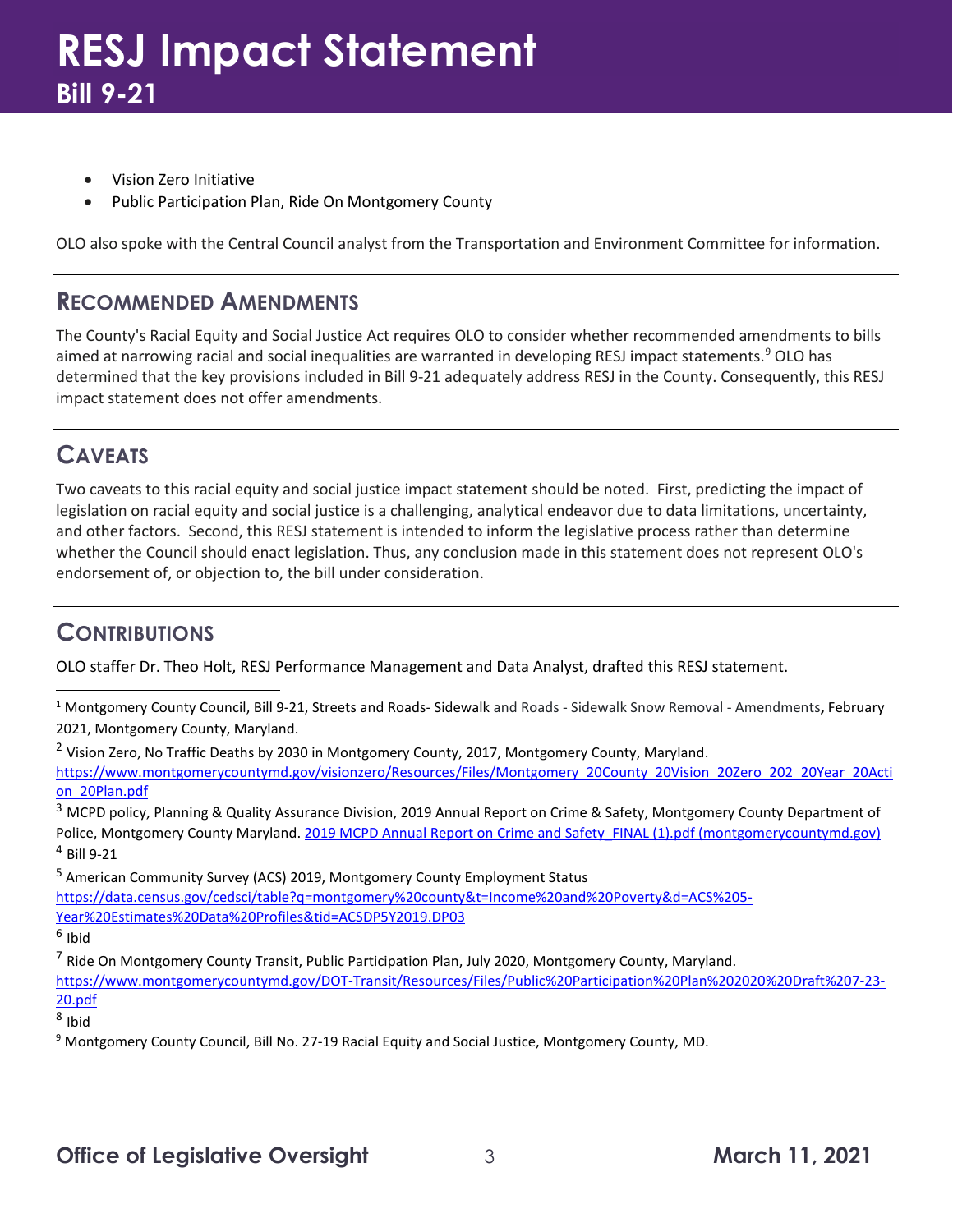- Vision Zero Initiative
- Public Participation Plan, Ride On Montgomery County

OLO also spoke with the Central Council analyst from the Transportation and Environment Committee for information.

## Recommended Amendments

The County's Racial Equity and Social Justice Act requires OLO to consider whether recommended amendments to bills aimed at narrowing racial and social inequalities are warranted in developing RESJ impact statements.[9] OLO has determined that the key provisions included in Bill 9-21 adequately address RESJ in the County. Consequently, this RESJ impact statement does not offer amendments.

## Caveats

Two caveats to this racial equity and social justice impact statement should be noted. First, predicting the impact of legislation on racial equity and social justice is a challenging, analytical endeavor due to data limitations, uncertainty, and other factors. Second, this RESJ statement is intended to inform the legislative process rather than determine whether the Council should enact legislation. Thus, any conclusion made in this statement does not represent OLO's endorsement of, or objection to, the bill under consideration.

## Contributions

OLO staffer Dr. Theo Holt, RESJ Performance Management and Data Analyst, drafted this RESJ statement.

---

[1] Montgomery County Council, Bill 9-21, Streets and Roads- Sidewalk and Roads - Sidewalk Snow Removal - Amendments**,** February 2021, Montgomery County, Maryland.

[2] Vision Zero, No Traffic Deaths by 2030 in Montgomery County, 2017, Montgomery County, Maryland. https://www.montgomerycountymd.gov/visionzero/Resources/Files/Montgomery_20County_20Vision_20Zero_202_20Year_20Action_20Plan.pdf

[3] MCPD policy, Planning & Quality Assurance Division, 2019 Annual Report on Crime & Safety, Montgomery County Department of Police, Montgomery County Maryland. 2019 MCPD Annual Report on Crime and Safety_FINAL (1).pdf (montgomerycountymd.gov)

[4] Bill 9-21

[5] American Community Survey (ACS) 2019, Montgomery County Employment Status https://data.census.gov/cedsci/table?q=montgomery%20county&t=Income%20and%20Poverty&d=ACS%205-Year%20Estimates%20Data%20Profiles&tid=ACSDP5Y2019.DP03

[6] Ibid

[7] Ride On Montgomery County Transit, Public Participation Plan, July 2020, Montgomery County, Maryland. https://www.montgomerycountymd.gov/DOT-Transit/Resources/Files/Public%20Participation%20Plan%202020%20Draft%207-23-20.pdf

[8] Ibid

[9] Montgomery County Council, Bill No. 27-19 Racial Equity and Social Justice, Montgomery County, MD.